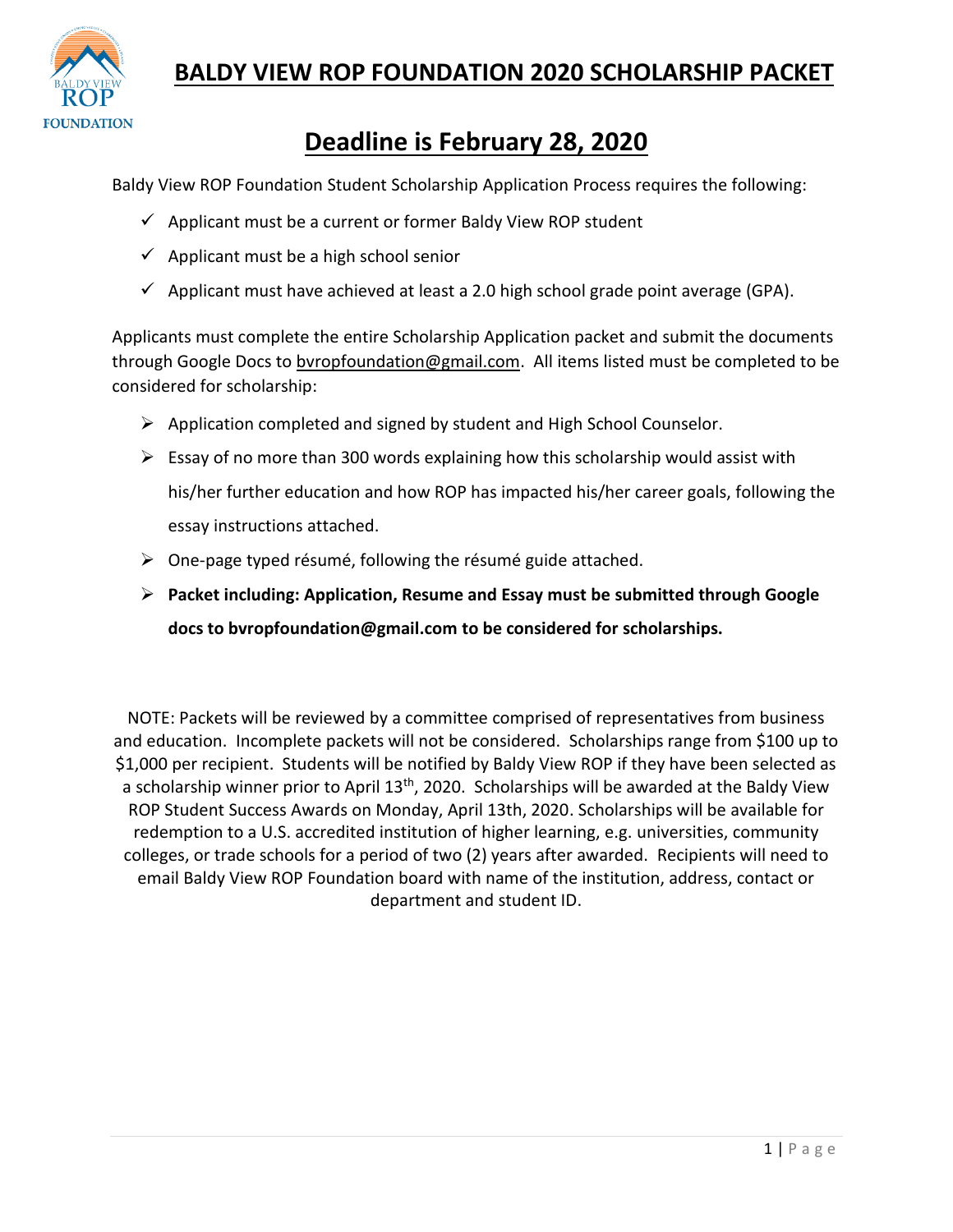# BALDY VIEW ROP FOUNDATION 2020 SCHOLARSHIP PACKET

## Deadline is February 28, 2020

Baldy View ROP Foundation Student Scholarship Application Process requires the following:

- ✓ Applicant must be a current or former Baldy View ROP student
- ✓ Applicant must be a high school senior
- ✓ Applicant must have achieved at least a 2.0 high school grade point average (GPA).

Applicants must complete the entire Scholarship Application packet and submit the documents through Google Docs to bvropfoundation@gmail.com. All items listed must be completed to be considered for scholarship:

- Application completed and signed by student and High School Counselor.
- Essay of no more than 300 words explaining how this scholarship would assist with his/her further education and how ROP has impacted his/her career goals, following the essay instructions attached.
- One-page typed résumé, following the résumé guide attached.
- **Packet including: Application, Resume and Essay must be submitted through Google docs to bvropfoundation@gmail.com to be considered for scholarships.**

NOTE: Packets will be reviewed by a committee comprised of representatives from business and education. Incomplete packets will not be considered. Scholarships range from $100 up to $1,000 per recipient. Students will be notified by Baldy View ROP if they have been selected as a scholarship winner prior to April 13th, 2020. Scholarships will be awarded at the Baldy View ROP Student Success Awards on Monday, April 13th, 2020. Scholarships will be available for redemption to a U.S. accredited institution of higher learning, e.g. universities, community colleges, or trade schools for a period of two (2) years after awarded. Recipients will need to email Baldy View ROP Foundation board with name of the institution, address, contact or department and student ID.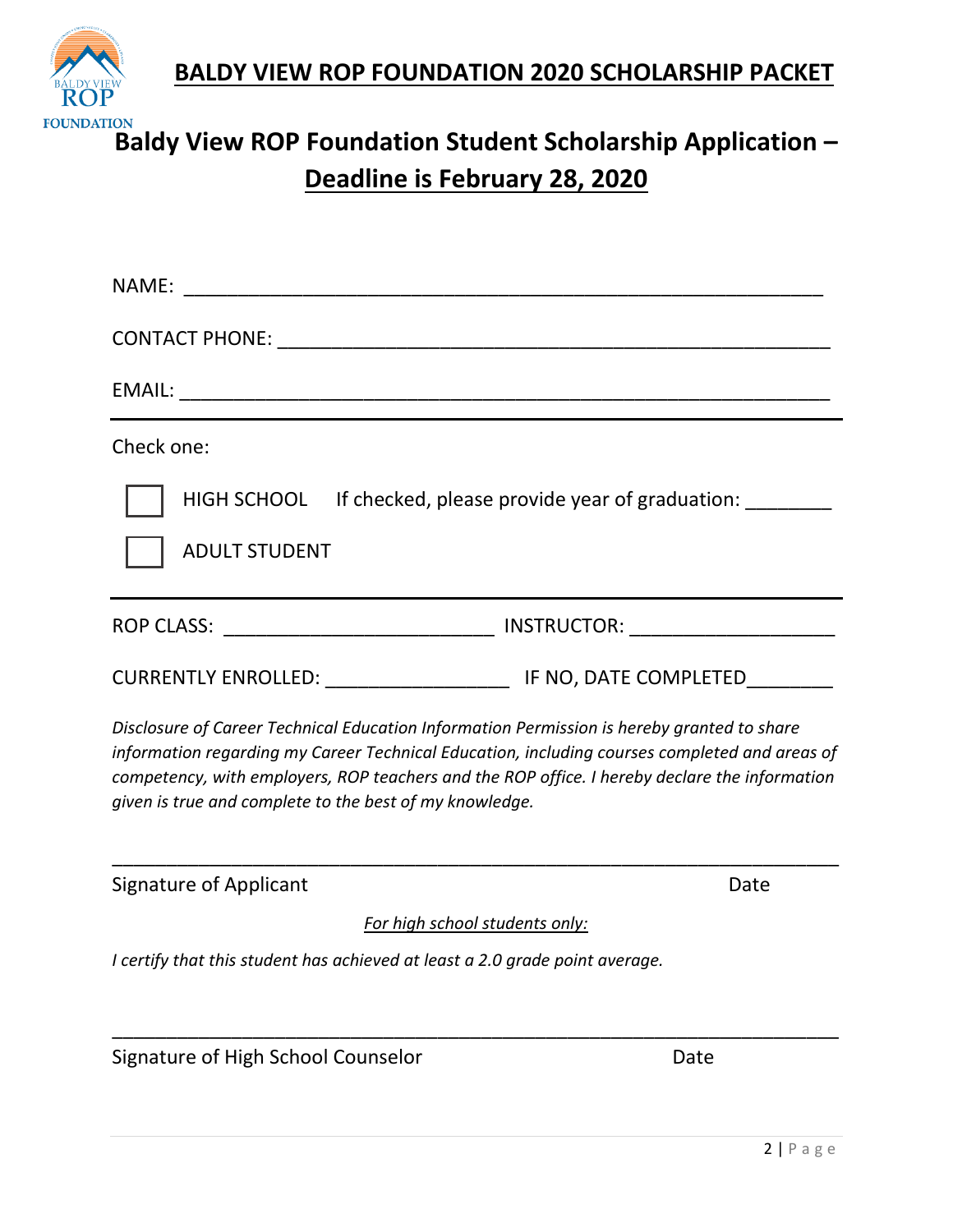# BALDY VIEW ROP FOUNDATION 2020 SCHOLARSHIP PACKET

## Baldy View ROP Foundation Student Scholarship Application – Deadline is February 28, 2020

NAME: ___________________________________________________________

CONTACT PHONE: ___________________________________________________

EMAIL: __________________________________________________________

---

Check one:

☐ HIGH SCHOOL If checked, please provide year of graduation: ________

☐ ADULT STUDENT

---

ROP CLASS: _________________________ INSTRUCTOR: ___________________

CURRENTLY ENROLLED: _________________ IF NO, DATE COMPLETED________

*Disclosure of Career Technical Education Information Permission is hereby granted to share information regarding my Career Technical Education, including courses completed and areas of competency, with employers, ROP teachers and the ROP office. I hereby declare the information given is true and complete to the best of my knowledge.*

___________________________________________________________________

Signature of Applicant Date

*For high school students only:*

*I certify that this student has achieved at least a 2.0 grade point average.*

___________________________________________________________________

Signature of High School Counselor Date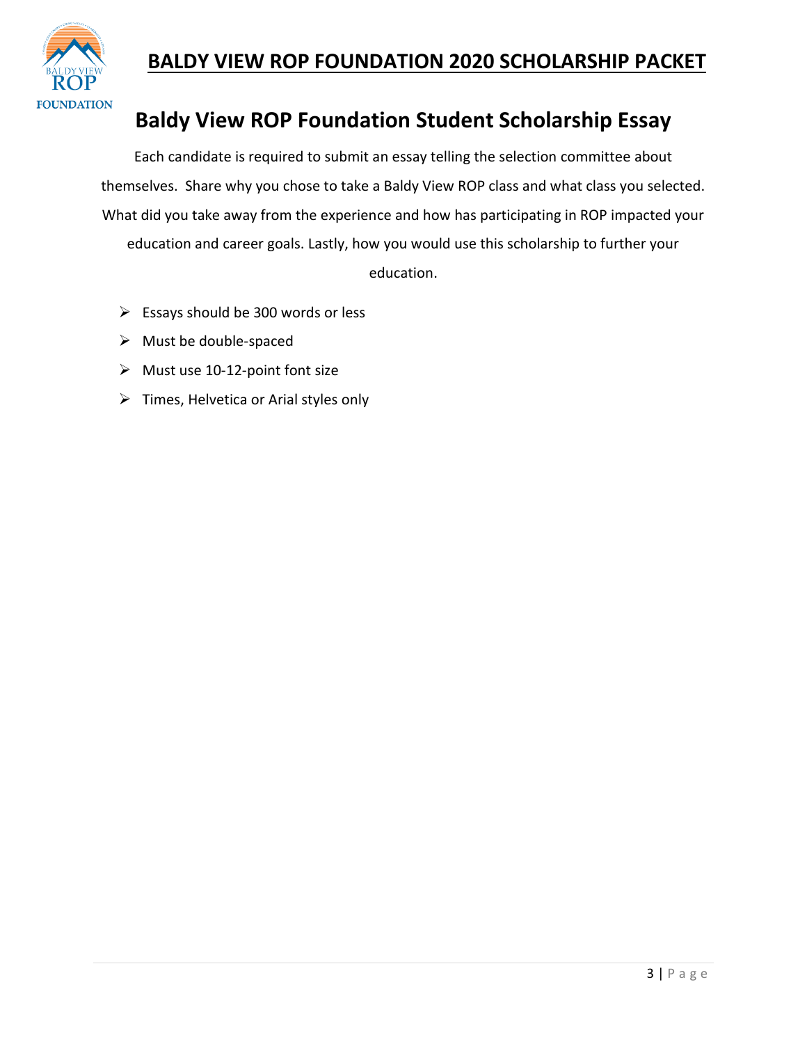# BALDY VIEW ROP FOUNDATION 2020 SCHOLARSHIP PACKET

## Baldy View ROP Foundation Student Scholarship Essay

Each candidate is required to submit an essay telling the selection committee about themselves. Share why you chose to take a Baldy View ROP class and what class you selected. What did you take away from the experience and how has participating in ROP impacted your education and career goals. Lastly, how you would use this scholarship to further your education.

- Essays should be 300 words or less
- Must be double-spaced
- Must use 10-12-point font size
- Times, Helvetica or Arial styles only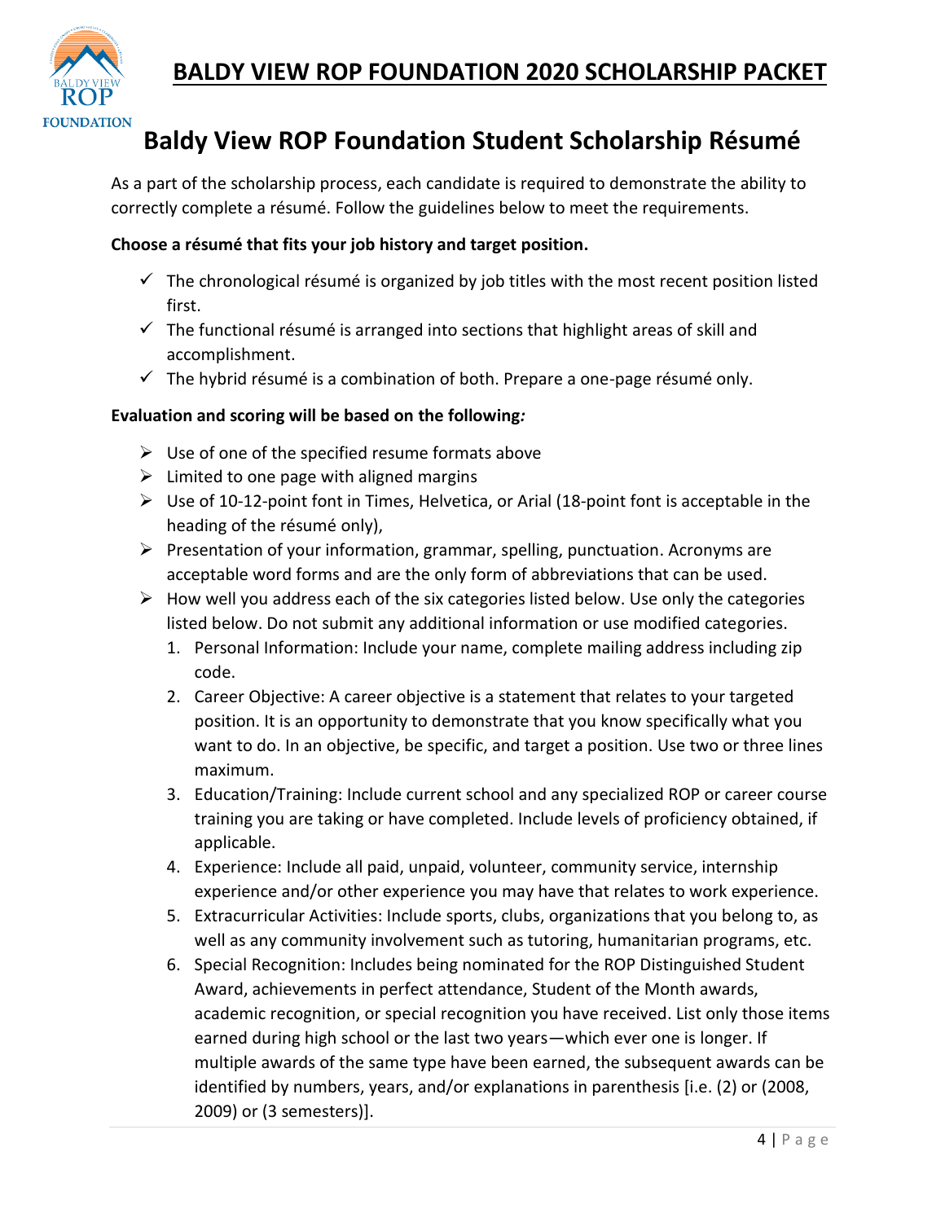# BALDY VIEW ROP FOUNDATION 2020 SCHOLARSHIP PACKET

## Baldy View ROP Foundation Student Scholarship Résumé

As a part of the scholarship process, each candidate is required to demonstrate the ability to correctly complete a résumé. Follow the guidelines below to meet the requirements.

**Choose a résumé that fits your job history and target position.**

- ✓ The chronological résumé is organized by job titles with the most recent position listed first.
- ✓ The functional résumé is arranged into sections that highlight areas of skill and accomplishment.
- ✓ The hybrid résumé is a combination of both. Prepare a one-page résumé only.

**Evaluation and scoring will be based on the following*:***

- Use of one of the specified resume formats above
- Limited to one page with aligned margins
- Use of 10-12-point font in Times, Helvetica, or Arial (18-point font is acceptable in the heading of the résumé only),
- Presentation of your information, grammar, spelling, punctuation. Acronyms are acceptable word forms and are the only form of abbreviations that can be used.
- How well you address each of the six categories listed below. Use only the categories listed below. Do not submit any additional information or use modified categories.
  1. Personal Information: Include your name, complete mailing address including zip code.
  2. Career Objective: A career objective is a statement that relates to your targeted position. It is an opportunity to demonstrate that you know specifically what you want to do. In an objective, be specific, and target a position. Use two or three lines maximum.
  3. Education/Training: Include current school and any specialized ROP or career course training you are taking or have completed. Include levels of proficiency obtained, if applicable.
  4. Experience: Include all paid, unpaid, volunteer, community service, internship experience and/or other experience you may have that relates to work experience.
  5. Extracurricular Activities: Include sports, clubs, organizations that you belong to, as well as any community involvement such as tutoring, humanitarian programs, etc.
  6. Special Recognition: Includes being nominated for the ROP Distinguished Student Award, achievements in perfect attendance, Student of the Month awards, academic recognition, or special recognition you have received. List only those items earned during high school or the last two years—which ever one is longer. If multiple awards of the same type have been earned, the subsequent awards can be identified by numbers, years, and/or explanations in parenthesis [i.e. (2) or (2008, 2009) or (3 semesters)].